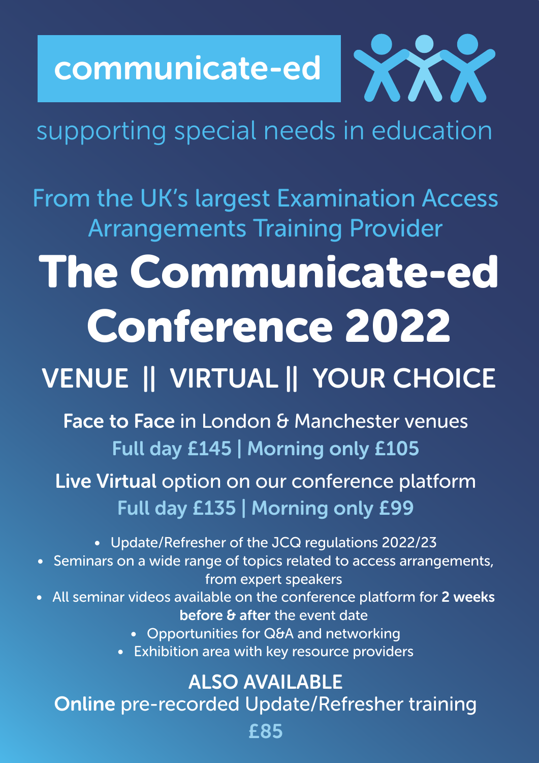communicate-ed

supporting special needs in education

From the UK's largest Examination Access Arrangements Training Provider

# The Communicate-ed Conference 2022

## VENUE || VIRTUAL || YOUR CHOICE

**Face to Face** in London & Manchester venues

**Full day £145 | Morning only £105**

**Live Virtual** option on our conference platform

**Full day £135 | Morning only £99**

- Update/Refresher of the JCQ regulations 2022/23
- Seminars on a wide range of topics related to access arrangements, from expert speakers
- All seminar videos available on the conference platform for **2 weeks before & after** the event date
- Opportunities for Q&A and networking
- Exhibition area with key resource providers

ALSO AVAILABLE

**Online** pre-recorded Update/Refresher training

**£85**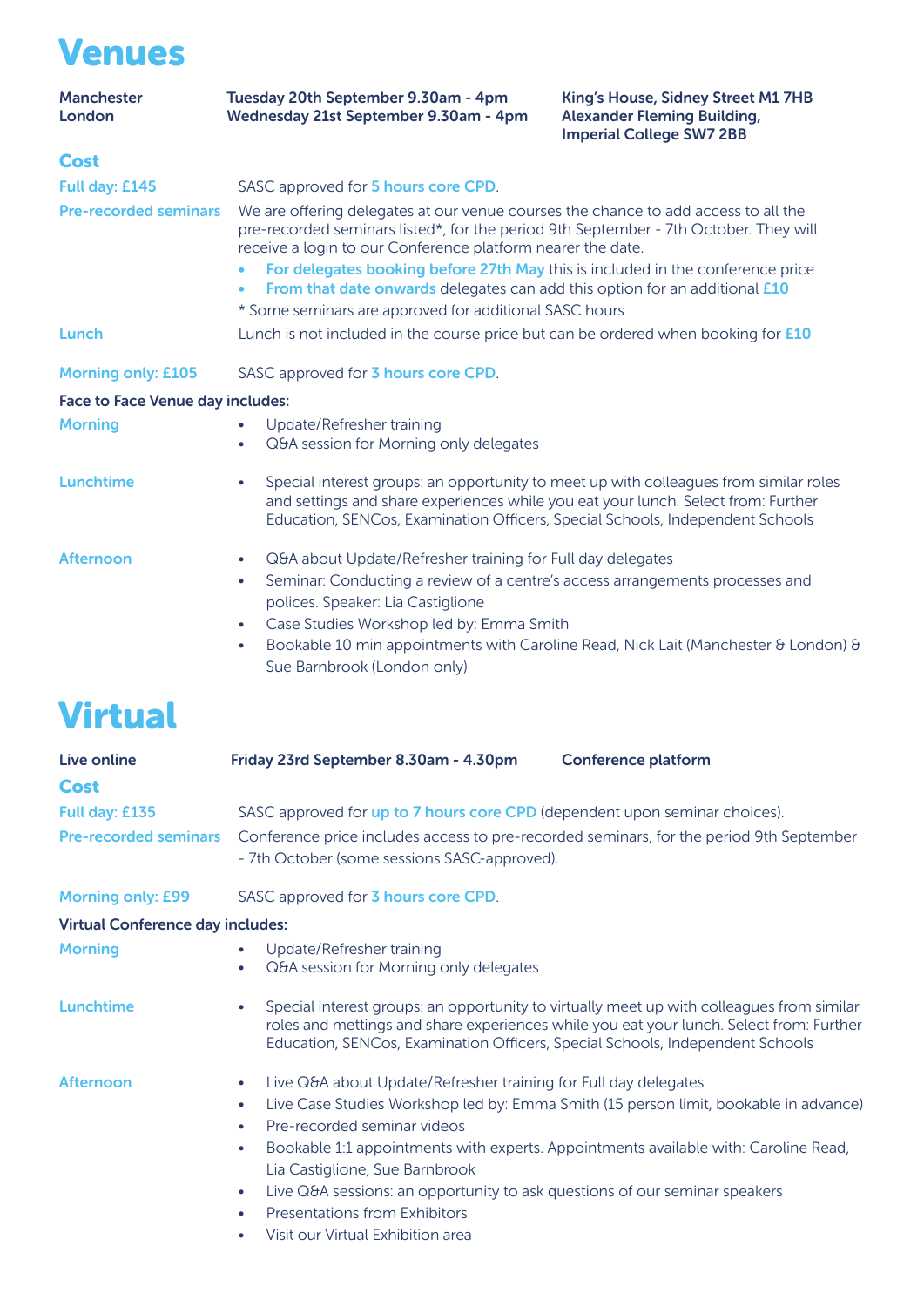# Venues

| | | |
|---|---|---|
| **Manchester** | **Tuesday 20th September 9.30am - 4pm** | **King's House, Sidney Street M1 7HB** |
| **London** | **Wednesday 21st September 9.30am - 4pm** | **Alexander Fleming Building, Imperial College SW7 2BB** |

## Cost

**Full day: £145**
SASC approved for 5 hours core CPD.

**Pre-recorded seminars**
We are offering delegates at our venue courses the chance to add access to all the pre-recorded seminars listed*, for the period 9th September - 7th October. They will receive a login to our Conference platform nearer the date.

- **For delegates booking before 27th May** this is included in the conference price
- **From that date onwards** delegates can add this option for an additional £10

\* Some seminars are approved for additional SASC hours

**Lunch**
Lunch is not included in the course price but can be ordered when booking for £10

**Morning only: £105**
SASC approved for 3 hours core CPD.

**Face to Face Venue day includes:**

**Morning**

- Update/Refresher training
- Q&A session for Morning only delegates

**Lunchtime**

- Special interest groups: an opportunity to meet up with colleagues from similar roles and settings and share experiences while you eat your lunch. Select from: Further Education, SENCos, Examination Officers, Special Schools, Independent Schools

**Afternoon**

- Q&A about Update/Refresher training for Full day delegates
- Seminar: Conducting a review of a centre's access arrangements processes and polices. Speaker: Lia Castiglione
- Case Studies Workshop led by: Emma Smith
- Bookable 10 min appointments with Caroline Read, Nick Lait (Manchester & London) & Sue Barnbrook (London only)

# Virtual

| | | |
|---|---|---|
| **Live online** | **Friday 23rd September 8.30am - 4.30pm** | **Conference platform** |

## Cost

**Full day: £135**
SASC approved for up to 7 hours core CPD (dependent upon seminar choices).

**Pre-recorded seminars**
Conference price includes access to pre-recorded seminars, for the period 9th September - 7th October (some sessions SASC-approved).

**Morning only: £99**
SASC approved for 3 hours core CPD.

**Virtual Conference day includes:**

**Morning**

- Update/Refresher training
- Q&A session for Morning only delegates

**Lunchtime**

- Special interest groups: an opportunity to virtually meet up with colleagues from similar roles and mettings and share experiences while you eat your lunch. Select from: Further Education, SENCos, Examination Officers, Special Schools, Independent Schools

**Afternoon**

- Live Q&A about Update/Refresher training for Full day delegates
- Live Case Studies Workshop led by: Emma Smith (15 person limit, bookable in advance)
- Pre-recorded seminar videos
- Bookable 1:1 appointments with experts. Appointments available with: Caroline Read, Lia Castiglione, Sue Barnbrook
- Live Q&A sessions: an opportunity to ask questions of our seminar speakers
- Presentations from Exhibitors
- Visit our Virtual Exhibition area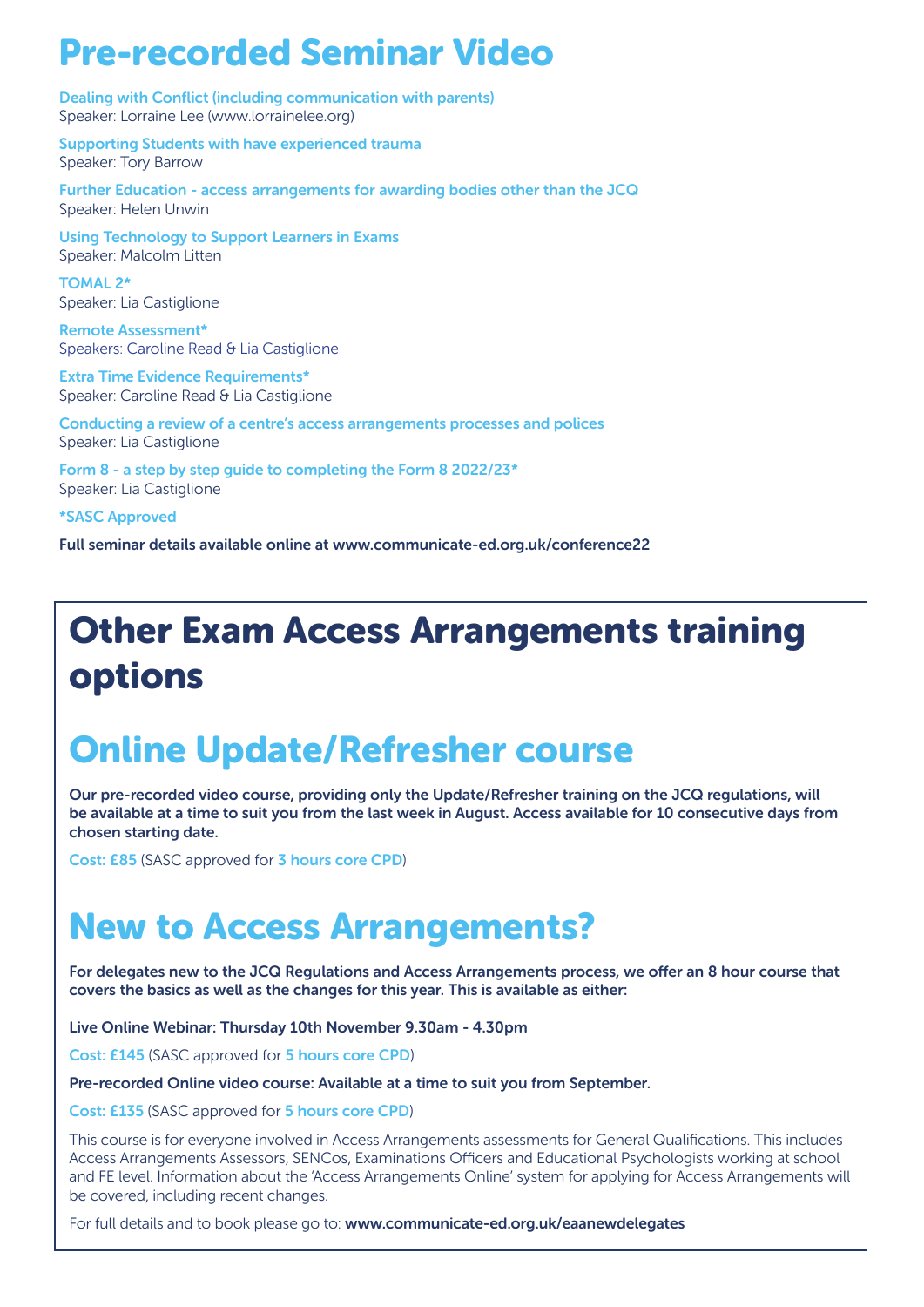# Pre-recorded Seminar Video

**Dealing with Conflict (including communication with parents)**
Speaker: Lorraine Lee (www.lorrainelee.org)

**Supporting Students with have experienced trauma**
Speaker: Tory Barrow

**Further Education - access arrangements for awarding bodies other than the JCQ**
Speaker: Helen Unwin

**Using Technology to Support Learners in Exams**
Speaker: Malcolm Litten

**TOMAL 2***
Speaker: Lia Castiglione

**Remote Assessment***
Speakers: Caroline Read & Lia Castiglione

**Extra Time Evidence Requirements***
Speaker: Caroline Read & Lia Castiglione

**Conducting a review of a centre's access arrangements processes and polices**
Speaker: Lia Castiglione

**Form 8 - a step by step guide to completing the Form 8 2022/23***
Speaker: Lia Castiglione

***SASC Approved**

**Full seminar details available online at www.communicate-ed.org.uk/conference22**

# Other Exam Access Arrangements training options

## Online Update/Refresher course

**Our pre-recorded video course, providing only the Update/Refresher training on the JCQ regulations, will be available at a time to suit you from the last week in August. Access available for 10 consecutive days from chosen starting date.**

Cost: £85 (SASC approved for 3 hours core CPD)

## New to Access Arrangements?

**For delegates new to the JCQ Regulations and Access Arrangements process, we offer an 8 hour course that covers the basics as well as the changes for this year. This is available as either:**

**Live Online Webinar: Thursday 10th November 9.30am - 4.30pm**

Cost: £145 (SASC approved for 5 hours core CPD)

**Pre-recorded Online video course: Available at a time to suit you from September.**

Cost: £135 (SASC approved for 5 hours core CPD)

This course is for everyone involved in Access Arrangements assessments for General Qualifications. This includes Access Arrangements Assessors, SENCos, Examinations Officers and Educational Psychologists working at school and FE level. Information about the 'Access Arrangements Online' system for applying for Access Arrangements will be covered, including recent changes.

For full details and to book please go to: **www.communicate-ed.org.uk/eaanewdelegates**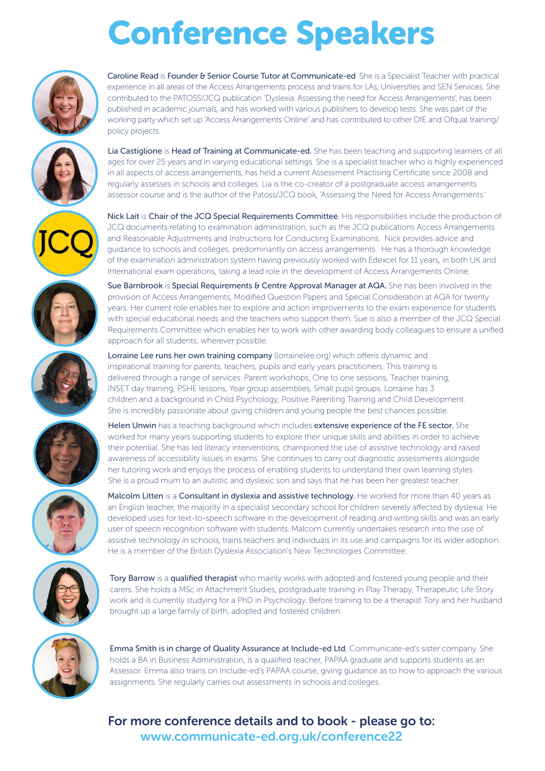# Conference Speakers

Caroline Read is Founder & Senior Course Tutor at Communicate-ed. She is a Specialist Teacher with practical experience in all areas of the Access Arrangements process and trains for LAs, Universities and SEN Services. She contributed to the PATOSS/JCQ publication 'Dyslexia: Assessing the need for Access Arrangements', has been published in academic journals, and has worked with various publishers to develop tests. She was part of the working party which set up 'Access Arrangements Online' and has contributed to other DfE and Ofqual training/policy projects.

Lia Castiglione is Head of Training at Communicate-ed. She has been teaching and supporting learners of all ages for over 25 years and in varying educational settings. She is a specialist teacher who is highly experienced in all aspects of access arrangements, has held a current Assessment Practising Certificate since 2008 and regularly assesses in schools and colleges. Lia is the co-creator of a postgraduate access arrangements assessor course and is the author of the Patoss/JCQ book, 'Assessing the Need for Access Arrangements.'

JCQ

Nick Lait is Chair of the JCQ Special Requirements Committee. His responsibilities include the production of JCQ documents relating to examination administration, such as the JCQ publications Access Arrangements and Reasonable Adjustments and Instructions for Conducting Examinations. Nick provides advice and guidance to schools and colleges, predominantly on access arrangements. He has a thorough knowledge of the examination administration system having previously worked with Edexcel for 11 years, in both UK and International exam operations, taking a lead role in the development of Access Arrangements Online.

Sue Barnbrook is Special Requirements & Centre Approval Manager at AQA. She has been involved in the provision of Access Arrangements, Modified Question Papers and Special Consideration at AQA for twenty years. Her current role enables her to explore and action improvements to the exam experience for students with special educational needs and the teachers who support them. Sue is also a member of the JCQ Special Requirements Committee which enables her to work with other awarding body colleagues to ensure a unified approach for all students, wherever possible.

Lorraine Lee runs her own training company (lorrainelee.org) which offeris dynamic and inspirational training for parents, teachers, pupils and early years practitioners. This training is delivered through a range of services: Parent workshops, One to one sessions, Teacher training, INSET day training, PSHE lessons, Year group assemblies, Small pupil groups. Lorraine has 3 children and a background in Child Psychology, Positive Parenting Training and Child Development. She is incredibly passionate about giving children and young people the best chances possible.

Helen Unwin has a teaching background which includes extensive experience of the FE sector. She worked for many years supporting students to explore their unique skills and abilities in order to achieve their potential. She has led literacy interventions, championed the use of assistive technology and raised awareness of accessibility issues in exams. She continues to carry out diagnostic assessments alongside her tutoring work and enjoys the process of enabling students to understand their own learning styles. She is a proud mum to an autistic and dyslexic son and says that he has been her greatest teacher.

Malcolm Litten is a Consultant in dyslexia and assistive technology. He worked for more than 40 years as an English teacher, the majority in a specialist secondary school for children severely affected by dyslexia. He developed uses for text-to-speech software in the development of reading and writing skills and was an early user of speech recognition software with students. Malcom currently undertakes research into the use of assistive technology in schools, trains teachers and individuals in its use and campaigns for its wider adoption. He is a member of the British Dyslexia Association's New Technologies Committee.

Tory Barrow is a qualified therapist who mainly works with adopted and fostered young people and their carers. She holds a MSc in Attachment Studies, postgraduate training in Play Therapy, Therapeutic Life Story work and is currently studying for a PhD in Psychology. Before training to be a therapist Tory and her husband brought up a large family of birth, adopted and fostered children.

Emma Smith is in charge of Quality Assurance at Include-ed Ltd, Communicate-ed's sister company. She holds a BA in Business Administration, is a qualified teacher, PAPAA graduate and supports students as an Assessor. Emma also trains on Include-ed's PAPAA course, giving guidance as to how to approach the various assignments. She regularly carries out assessments in schools and colleges.

## For more conference details and to book - please go to:

**www.communicate-ed.org.uk/conference22**